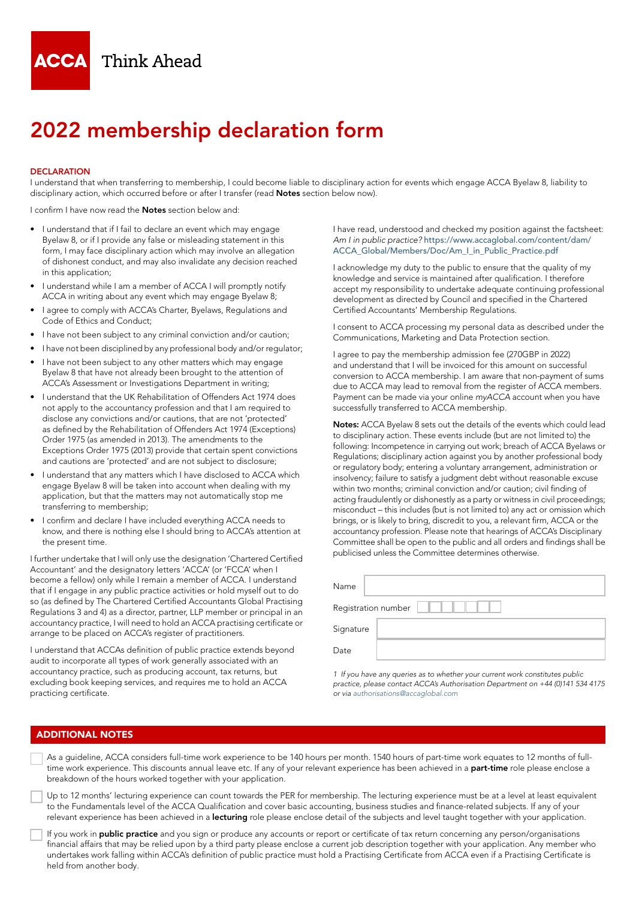**ACCA** Think Ahead

# 2022 membership declaration form

## DECLARATION

I understand that when transferring to membership, I could become liable to disciplinary action for events which engage ACCA Byelaw 8, liability to disciplinary action, which occurred before or after I transfer (read **Notes** section below now).

I confirm I have now read the **Notes** section below and:

- I understand that if I fail to declare an event which may engage Byelaw 8, or if I provide any false or misleading statement in this form, I may face disciplinary action which may involve an allegation of dishonest conduct, and may also invalidate any decision reached in this application;
- I understand while I am a member of ACCA I will promptly notify ACCA in writing about any event which may engage Byelaw 8;
- I agree to comply with ACCA's Charter, Byelaws, Regulations and Code of Ethics and Conduct;
- I have not been subject to any criminal conviction and/or caution;
- I have not been disciplined by any professional body and/or regulator;
- I have not been subject to any other matters which may engage Byelaw 8 that have not already been brought to the attention of ACCA's Assessment or Investigations Department in writing;
- I understand that the UK Rehabilitation of Offenders Act 1974 does not apply to the accountancy profession and that I am required to disclose any convictions and/or cautions, that are not 'protected' as defined by the Rehabilitation of Offenders Act 1974 (Exceptions) Order 1975 (as amended in 2013). The amendments to the Exceptions Order 1975 (2013) provide that certain spent convictions and cautions are 'protected' and are not subject to disclosure;
- I understand that any matters which I have disclosed to ACCA which engage Byelaw 8 will be taken into account when dealing with my application, but that the matters may not automatically stop me transferring to membership;
- I confirm and declare I have included everything ACCA needs to know, and there is nothing else I should bring to ACCA's attention at the present time.

I further undertake that I will only use the designation 'Chartered Certified Accountant' and the designatory letters 'ACCA' (or 'FCCA' when I become a fellow) only while I remain a member of ACCA. I understand that if I engage in any public practice activities or hold myself out to do so (as defined by The Chartered Certified Accountants Global Practising Regulations 3 and 4) as a director, partner, LLP member or principal in an accountancy practice, I will need to hold an ACCA practising certificate or arrange to be placed on ACCA's register of practitioners.

I understand that ACCAs definition of public practice extends beyond audit to incorporate all types of work generally associated with an accountancy practice, such as producing account, tax returns, but excluding book keeping services, and requires me to hold an ACCA practicing certificate.

I have read, understood and checked my position against the factsheet: *Am I in public practice?* https://www.accaglobal.com/content/dam/ACCA_Global/Members/Doc/Am_I_in_Public_Practice.pdf

I acknowledge my duty to the public to ensure that the quality of my knowledge and service is maintained after qualification. I therefore accept my responsibility to undertake adequate continuing professional development as directed by Council and specified in the Chartered Certified Accountants' Membership Regulations.

I consent to ACCA processing my personal data as described under the Communications, Marketing and Data Protection section.

I agree to pay the membership admission fee (270GBP in 2022) and understand that I will be invoiced for this amount on successful conversion to ACCA membership. I am aware that non-payment of sums due to ACCA may lead to removal from the register of ACCA members. Payment can be made via your online *myACCA* account when you have successfully transferred to ACCA membership.

**Notes:** ACCA Byelaw 8 sets out the details of the events which could lead to disciplinary action. These events include (but are not limited to) the following: Incompetence in carrying out work; breach of ACCA Byelaws or Regulations; disciplinary action against you by another professional body or regulatory body; entering a voluntary arrangement, administration or insolvency; failure to satisfy a judgment debt without reasonable excuse within two months; criminal conviction and/or caution; civil finding of acting fraudulently or dishonestly as a party or witness in civil proceedings; misconduct – this includes (but is not limited to) any act or omission which brings, or is likely to bring, discredit to you, a relevant firm, ACCA or the accountancy profession. Please note that hearings of ACCA's Disciplinary Committee shall be open to the public and all orders and findings shall be publicised unless the Committee determines otherwise.

| | |
|---|---|
| Name | |
| Registration number | |
| Signature | |
| Date | |

*1 If you have any queries as to whether your current work constitutes public practice, please contact ACCA's Authorisation Department on +44 (0)141 534 4175 or via authorisations@accaglobal.com*

## ADDITIONAL NOTES

☐ As a guideline, ACCA considers full-time work experience to be 140 hours per month. 1540 hours of part-time work equates to 12 months of full-time work experience. This discounts annual leave etc. If any of your relevant experience has been achieved in a **part-time** role please enclose a breakdown of the hours worked together with your application.

☐ Up to 12 months' lecturing experience can count towards the PER for membership. The lecturing experience must be at a level at least equivalent to the Fundamentals level of the ACCA Qualification and cover basic accounting, business studies and finance-related subjects. If any of your relevant experience has been achieved in a **lecturing** role please enclose detail of the subjects and level taught together with your application.

☐ If you work in **public practice** and you sign or produce any accounts or report or certificate of tax return concerning any person/organisations financial affairs that may be relied upon by a third party please enclose a current job description together with your application. Any member who undertakes work falling within ACCA's definition of public practice must hold a Practising Certificate from ACCA even if a Practising Certificate is held from another body.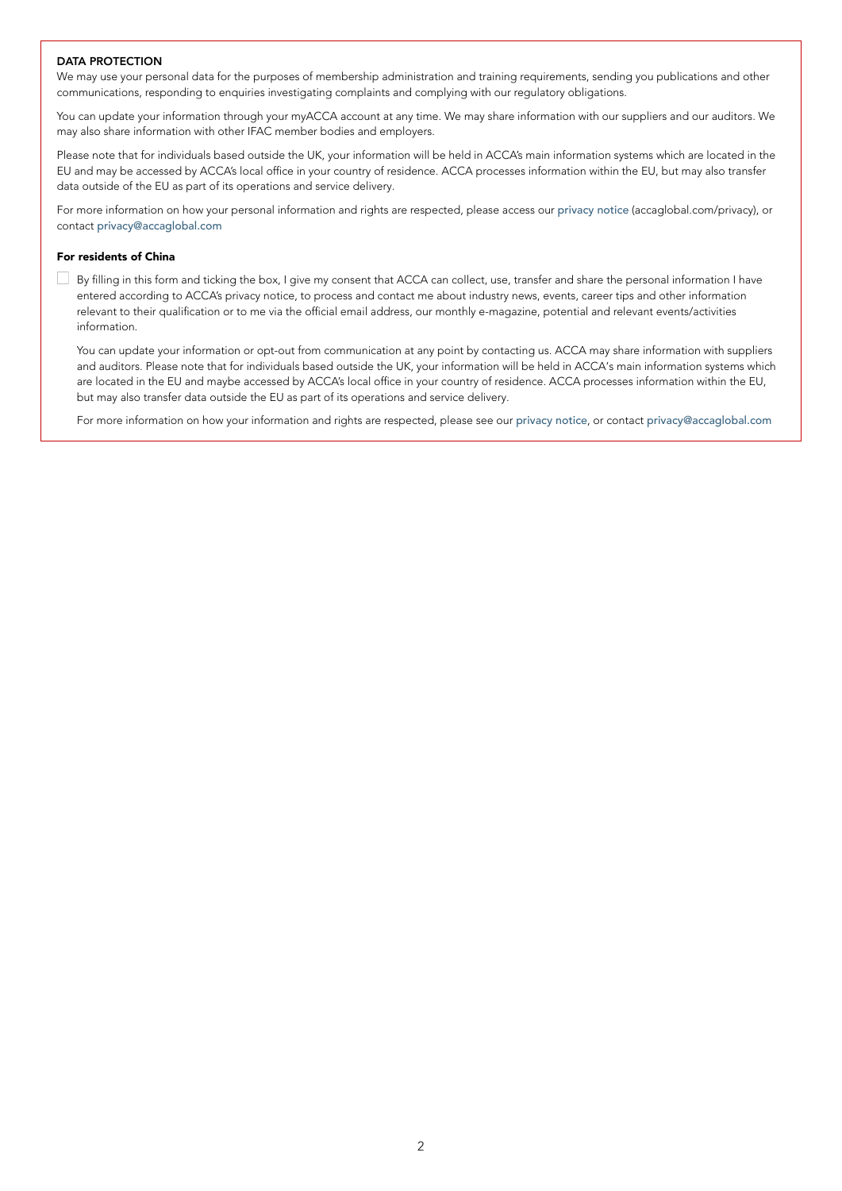## DATA PROTECTION

We may use your personal data for the purposes of membership administration and training requirements, sending you publications and other communications, responding to enquiries investigating complaints and complying with our regulatory obligations.

You can update your information through your myACCA account at any time. We may share information with our suppliers and our auditors. We may also share information with other IFAC member bodies and employers.

Please note that for individuals based outside the UK, your information will be held in ACCA's main information systems which are located in the EU and may be accessed by ACCA's local office in your country of residence. ACCA processes information within the EU, but may also transfer data outside of the EU as part of its operations and service delivery.

For more information on how your personal information and rights are respected, please access our privacy notice (accaglobal.com/privacy), or contact privacy@accaglobal.com

### For residents of China

☐ By filling in this form and ticking the box, I give my consent that ACCA can collect, use, transfer and share the personal information I have entered according to ACCA's privacy notice, to process and contact me about industry news, events, career tips and other information relevant to their qualification or to me via the official email address, our monthly e-magazine, potential and relevant events/activities information.

You can update your information or opt-out from communication at any point by contacting us. ACCA may share information with suppliers and auditors. Please note that for individuals based outside the UK, your information will be held in ACCA's main information systems which are located in the EU and maybe accessed by ACCA's local office in your country of residence. ACCA processes information within the EU, but may also transfer data outside the EU as part of its operations and service delivery.

For more information on how your information and rights are respected, please see our privacy notice, or contact privacy@accaglobal.com